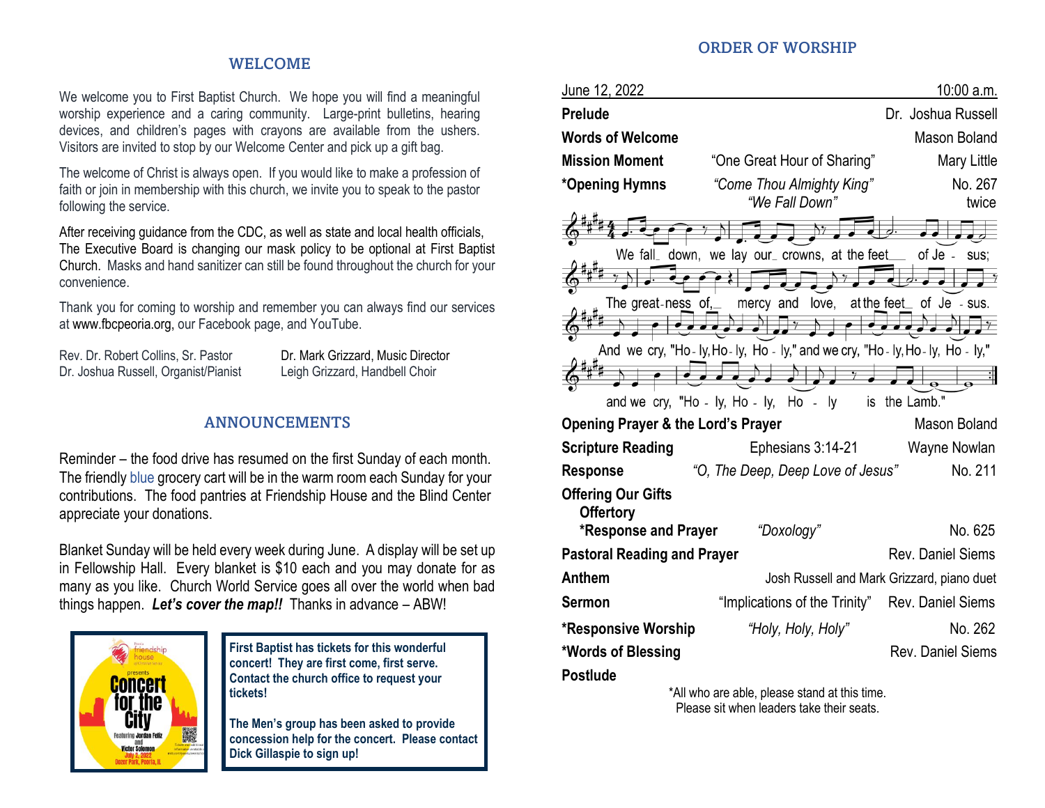## WELCOME

We welcome you to First Baptist Church. We hope you will find a meaningful worship experience and a caring community. Large-print bulletins, hearing devices, and children's pages with crayons are available from the ushers. Visitors are invited to stop by our Welcome Center and pick up a gift bag.

The welcome of Christ is always open. If you would like to make a profession of faith or join in membership with this church, we invite you to speak to the pastor following the service.

After receiving guidance from the CDC, as well as state and local health officials, The Executive Board is changing our mask policy to be optional at First Baptist Church. Masks and hand sanitizer can still be found throughout the church for your convenience.

Thank you for coming to worship and remember you can always find our services at www.fbcpeoria.org, our Facebook page, and YouTube.

Rev. Dr. Robert Collins, Sr. Pastor
Dr. Joshua Russell, Organist/Pianist

Dr. Mark Grizzard, Music Director
Leigh Grizzard, Handbell Choir

## ANNOUNCEMENTS

Reminder – the food drive has resumed on the first Sunday of each month. The friendly blue grocery cart will be in the warm room each Sunday for your contributions. The food pantries at Friendship House and the Blind Center appreciate your donations.

Blanket Sunday will be held every week during June. A display will be set up in Fellowship Hall. Every blanket is $10 each and you may donate for as many as you like. Church World Service goes all over the world when bad things happen. ***Let's cover the map!!*** Thanks in advance – ABW!

Friendship House presents Concert for the City, Featuring Jordan Feliz and Victor Solomon, July 2, 2022, Dozer Park, Peoria, IL

**First Baptist has tickets for this wonderful concert! They are first come, first serve. Contact the church office to request your tickets!**

**The Men's group has been asked to provide concession help for the concert. Please contact Dick Gillaspie to sign up!**

## ORDER OF WORSHIP

June 12, 2022 — 10:00 a.m.

| | | |
|---|---|---|
| **Prelude** | | Dr. Joshua Russell |
| **Words of Welcome** | | Mason Boland |
| **Mission Moment** | "One Great Hour of Sharing" | Mary Little |
| ***Opening Hymns** | *"Come Thou Almighty King"* | No. 267 |
| | *"We Fall Down"* | twice |

We fall down, we lay our crowns, at the feet of Jesus;
The greatness of, mercy and love, at the feet of Jesus.
And we cry, "Holy, Holy, Holy," and we cry, "Holy, Holy, Holy,"
and we cry, "Holy, Holy, Holy is the Lamb."

| | | |
|---|---|---|
| **Opening Prayer & the Lord's Prayer** | | Mason Boland |
| **Scripture Reading** | Ephesians 3:14-21 | Wayne Nowlan |
| **Response** | *"O, The Deep, Deep Love of Jesus"* | No. 211 |
| **Offering Our Gifts** | | |
| **Offertory** | | |
| ***Response and Prayer** | *"Doxology"* | No. 625 |
| **Pastoral Reading and Prayer** | | Rev. Daniel Siems |
| **Anthem** | | Josh Russell and Mark Grizzard, piano duet |
| **Sermon** | "Implications of the Trinity" | Rev. Daniel Siems |
| ***Responsive Worship** | *"Holy, Holy, Holy"* | No. 262 |
| ***Words of Blessing** | | Rev. Daniel Siems |
| **Postlude** | | |

*All who are able, please stand at this time.
Please sit when leaders take their seats.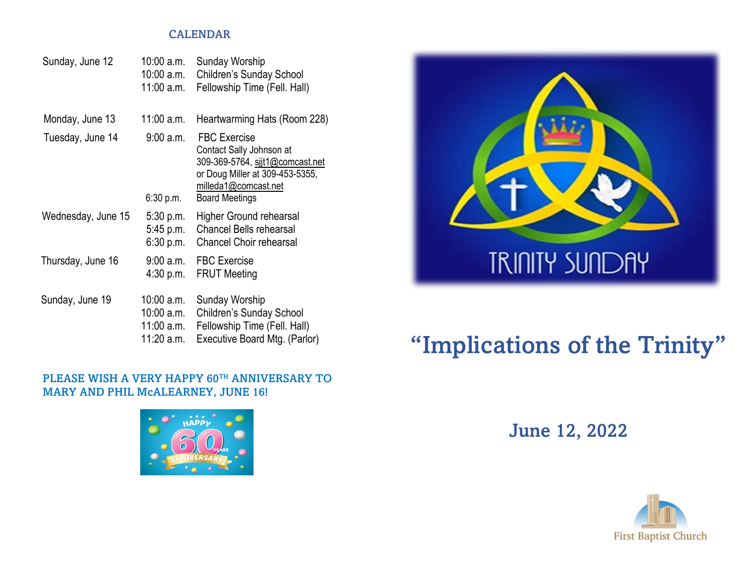## CALENDAR

| | | |
|---|---|---|
| Sunday, June 12 | 10:00 a.m. | Sunday Worship |
| | 10:00 a.m. | Children's Sunday School |
| | 11:00 a.m. | Fellowship Time (Fell. Hall) |
| Monday, June 13 | 11:00 a.m. | Heartwarming Hats (Room 228) |
| Tuesday, June 14 | 9:00 a.m. | FBC Exercise<br>Contact Sally Johnson at 309-369-5764, sjjt1@comcast.net or Doug Miller at 309-453-5355, milleda1@comcast.net |
| | 6:30 p.m. | Board Meetings |
| Wednesday, June 15 | 5:30 p.m. | Higher Ground rehearsal |
| | 5:45 p.m. | Chancel Bells rehearsal |
| | 6:30 p.m. | Chancel Choir rehearsal |
| Thursday, June 16 | 9:00 a.m. | FBC Exercise |
| | 4:30 p.m. | FRUT Meeting |
| Sunday, June 19 | 10:00 a.m. | Sunday Worship |
| | 10:00 a.m. | Children's Sunday School |
| | 11:00 a.m. | Fellowship Time (Fell. Hall) |
| | 11:20 a.m. | Executive Board Mtg. (Parlor) |

**PLEASE WISH A VERY HAPPY 60TH ANNIVERSARY TO MARY AND PHIL McALEARNEY, JUNE 16!**

TRINITY SUNDAY

# "Implications of the Trinity"

## June 12, 2022

First Baptist Church